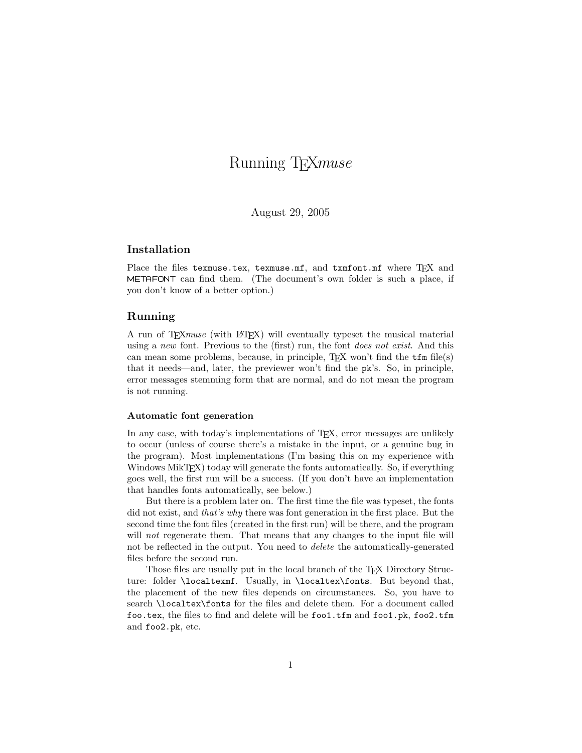# Running TEX*muse*

August 29, 2005

## Installation

Place the files `texmuse.tex`, `texmuse.mf`, and `txmfont.mf` where TEX and METAFONT can find them. (The document's own folder is such a place, if you don't know of a better option.)

## Running

A run of TEX*muse* (with LATEX) will eventually typeset the musical material using a *new* font. Previous to the (first) run, the font *does not exist*. And this can mean some problems, because, in principle, TEX won't find the `tfm` file(s) that it needs—and, later, the previewer won't find the `pk`'s. So, in principle, error messages stemming form that are normal, and do not mean the program is not running.

### Automatic font generation

In any case, with today's implementations of TEX, error messages are unlikely to occur (unless of course there's a mistake in the input, or a genuine bug in the program). Most implementations (I'm basing this on my experience with Windows MikTEX) today will generate the fonts automatically. So, if everything goes well, the first run will be a success. (If you don't have an implementation that handles fonts automatically, see below.)

But there is a problem later on. The first time the file was typeset, the fonts did not exist, and *that's why* there was font generation in the first place. But the second time the font files (created in the first run) will be there, and the program will *not* regenerate them. That means that any changes to the input file will not be reflected in the output. You need to *delete* the automatically-generated files before the second run.

Those files are usually put in the local branch of the TEX Directory Structure: folder `\localtexmf`. Usually, in `\localtex\fonts`. But beyond that, the placement of the new files depends on circumstances. So, you have to search `\localtex\fonts` for the files and delete them. For a document called `foo.tex`, the files to find and delete will be `foo1.tfm` and `foo1.pk`, `foo2.tfm` and `foo2.pk`, etc.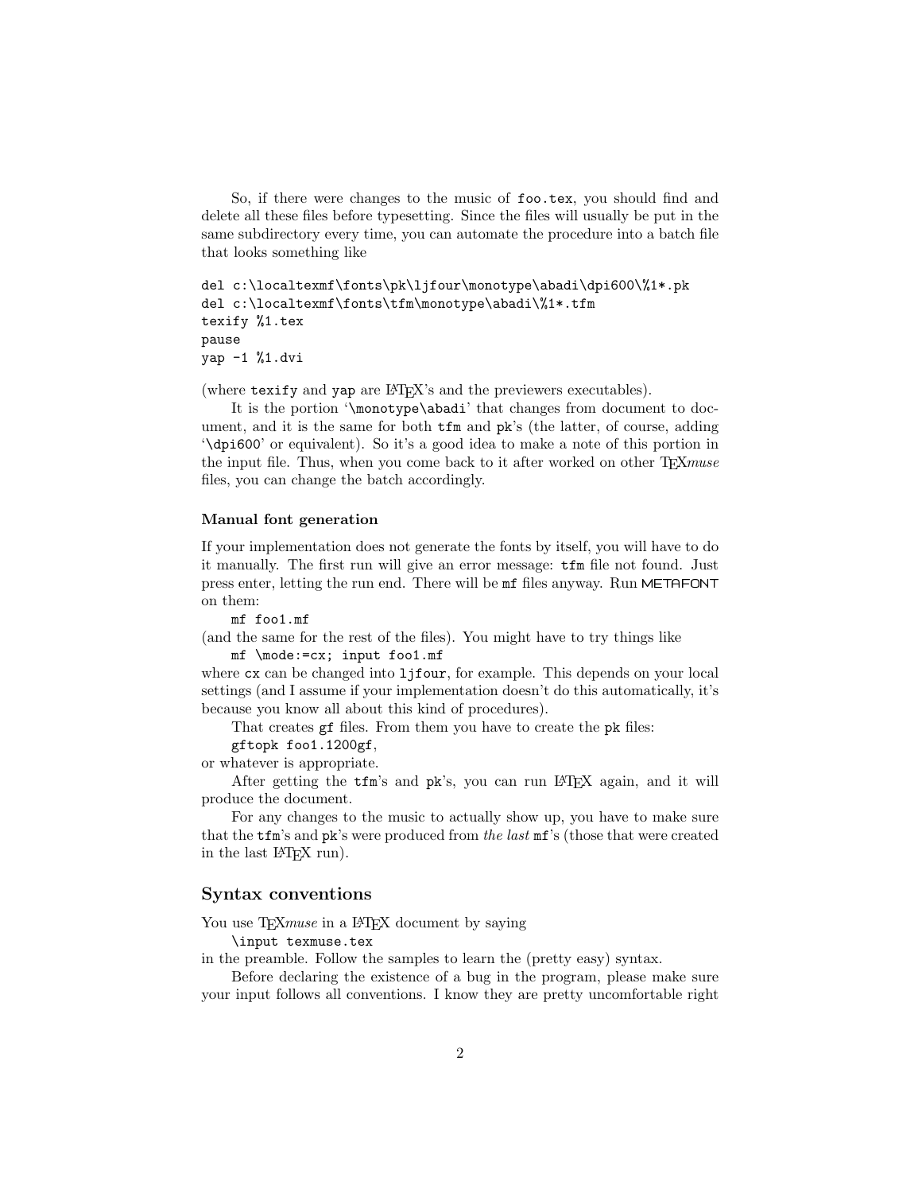So, if there were changes to the music of `foo.tex`, you should find and delete all these files before typesetting. Since the files will usually be put in the same subdirectory every time, you can automate the procedure into a batch file that looks something like

```
del c:\localtexmf\fonts\pk\ljfour\monotype\abadi\dpi600\%1*.pk
del c:\localtexmf\fonts\tfm\monotype\abadi\%1*.tfm
texify %1.tex
pause
yap -1 %1.dvi
```

(where `texify` and `yap` are LaTeX's and the previewers executables).

It is the portion '`\monotype\abadi`' that changes from document to document, and it is the same for both `tfm` and `pk`'s (the latter, of course, adding '`\dpi600`' or equivalent). So it's a good idea to make a note of this portion in the input file. Thus, when you come back to it after worked on other TeX*muse* files, you can change the batch accordingly.

### Manual font generation

If your implementation does not generate the fonts by itself, you will have to do it manually. The first run will give an error message: `tfm` file not found. Just press enter, letting the run end. There will be `mf` files anyway. Run METAFONT on them:

```
mf foo1.mf
```

(and the same for the rest of the files). You might have to try things like

```
mf \mode:=cx; input foo1.mf
```

where `cx` can be changed into `ljfour`, for example. This depends on your local settings (and I assume if your implementation doesn't do this automatically, it's because you know all about this kind of procedures).

That creates `gf` files. From them you have to create the `pk` files:

```
gftopk foo1.1200gf,
```

or whatever is appropriate.

After getting the `tfm`'s and `pk`'s, you can run LaTeX again, and it will produce the document.

For any changes to the music to actually show up, you have to make sure that the `tfm`'s and `pk`'s were produced from *the last* `mf`'s (those that were created in the last LaTeX run).

## Syntax conventions

You use TeX*muse* in a LaTeX document by saying

```
\input texmuse.tex
```

in the preamble. Follow the samples to learn the (pretty easy) syntax.

Before declaring the existence of a bug in the program, please make sure your input follows all conventions. I know they are pretty uncomfortable right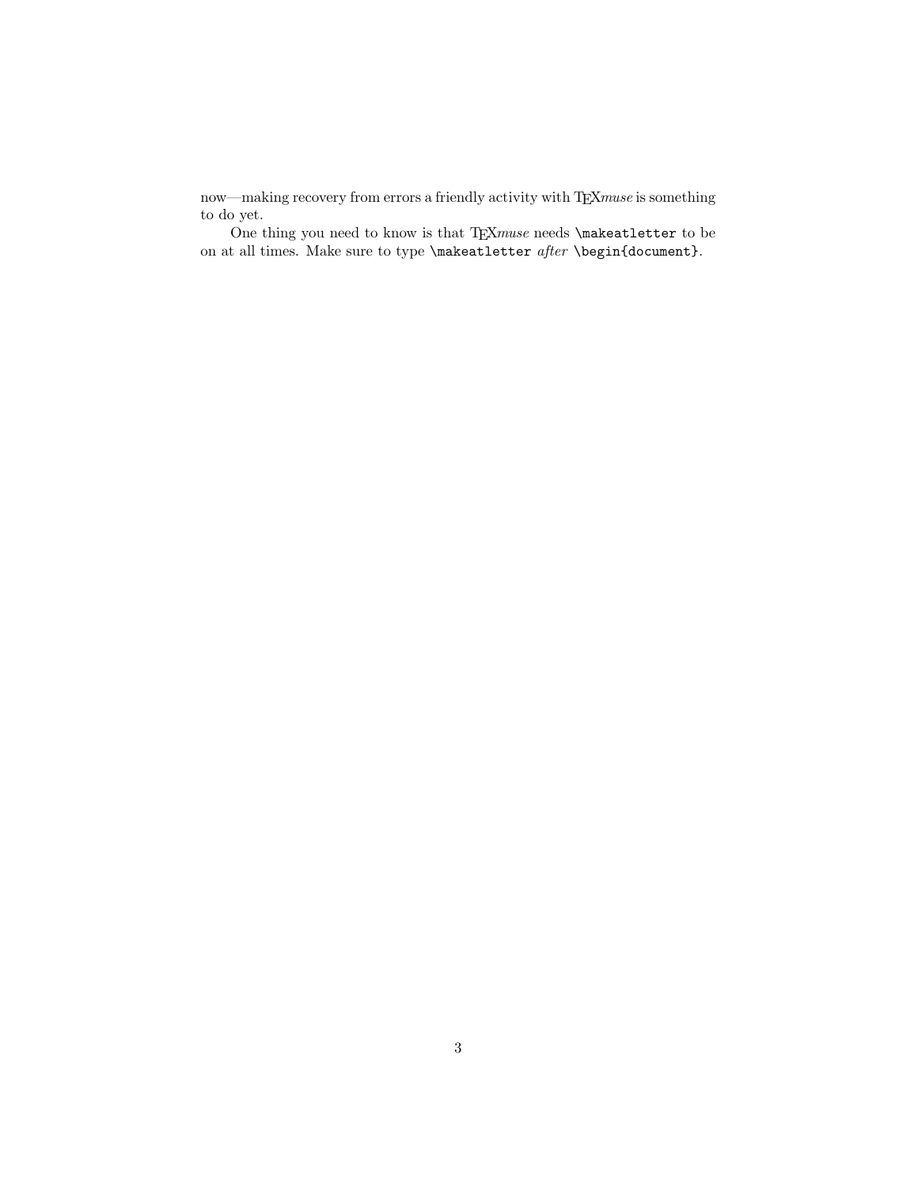now—making recovery from errors a friendly activity with TEX*muse* is something to do yet.

One thing you need to know is that TEX*muse* needs `\makeatletter` to be on at all times. Make sure to type `\makeatletter` *after* `\begin{document}`.